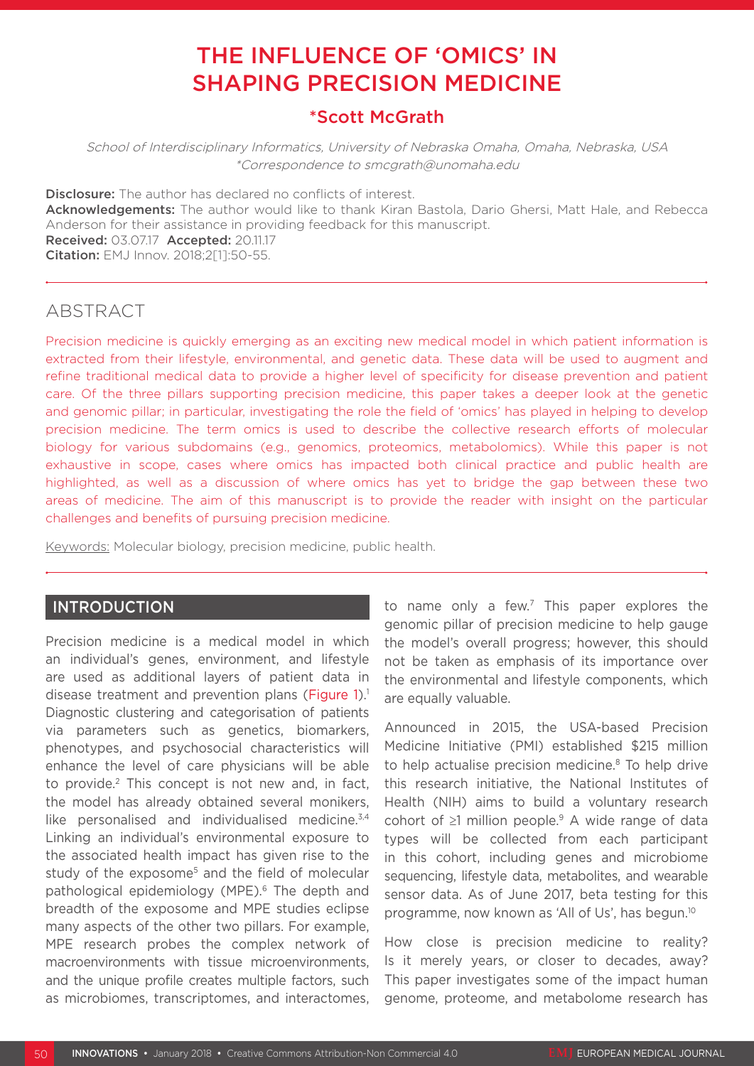# THE INFLUENCE OF 'OMICS' IN SHAPING PRECISION MEDICINE

## *Scott McGrath

*School of Interdisciplinary Informatics, University of Nebraska Omaha, Omaha, Nebraska, USA*
*\*Correspondence to smcgrath@unomaha.edu*

**Disclosure:** The author has declared no conflicts of interest.
**Acknowledgements:** The author would like to thank Kiran Bastola, Dario Ghersi, Matt Hale, and Rebecca Anderson for their assistance in providing feedback for this manuscript.
**Received:** 03.07.17 **Accepted:** 20.11.17
**Citation:** EMJ Innov. 2018;2[1]:50-55.

## ABSTRACT

Precision medicine is quickly emerging as an exciting new medical model in which patient information is extracted from their lifestyle, environmental, and genetic data. These data will be used to augment and refine traditional medical data to provide a higher level of specificity for disease prevention and patient care. Of the three pillars supporting precision medicine, this paper takes a deeper look at the genetic and genomic pillar; in particular, investigating the role the field of 'omics' has played in helping to develop precision medicine. The term omics is used to describe the collective research efforts of molecular biology for various subdomains (e.g., genomics, proteomics, metabolomics). While this paper is not exhaustive in scope, cases where omics has impacted both clinical practice and public health are highlighted, as well as a discussion of where omics has yet to bridge the gap between these two areas of medicine. The aim of this manuscript is to provide the reader with insight on the particular challenges and benefits of pursuing precision medicine.

Keywords: Molecular biology, precision medicine, public health.

## INTRODUCTION

Precision medicine is a medical model in which an individual's genes, environment, and lifestyle are used as additional layers of patient data in disease treatment and prevention plans (Figure 1).[1] Diagnostic clustering and categorisation of patients via parameters such as genetics, biomarkers, phenotypes, and psychosocial characteristics will enhance the level of care physicians will be able to provide.[2] This concept is not new and, in fact, the model has already obtained several monikers, like personalised and individualised medicine.[3,4] Linking an individual's environmental exposure to the associated health impact has given rise to the study of the exposome[5] and the field of molecular pathological epidemiology (MPE).[6] The depth and breadth of the exposome and MPE studies eclipse many aspects of the other two pillars. For example, MPE research probes the complex network of macroenvironments with tissue microenvironments, and the unique profile creates multiple factors, such as microbiomes, transcriptomes, and interactomes, to name only a few.[7] This paper explores the genomic pillar of precision medicine to help gauge the model's overall progress; however, this should not be taken as emphasis of its importance over the environmental and lifestyle components, which are equally valuable.

Announced in 2015, the USA-based Precision Medicine Initiative (PMI) established $215 million to help actualise precision medicine.[8] To help drive this research initiative, the National Institutes of Health (NIH) aims to build a voluntary research cohort of ≥1 million people.[9] A wide range of data types will be collected from each participant in this cohort, including genes and microbiome sequencing, lifestyle data, metabolites, and wearable sensor data. As of June 2017, beta testing for this programme, now known as 'All of Us', has begun.[10]

How close is precision medicine to reality? Is it merely years, or closer to decades, away? This paper investigates some of the impact human genome, proteome, and metabolome research has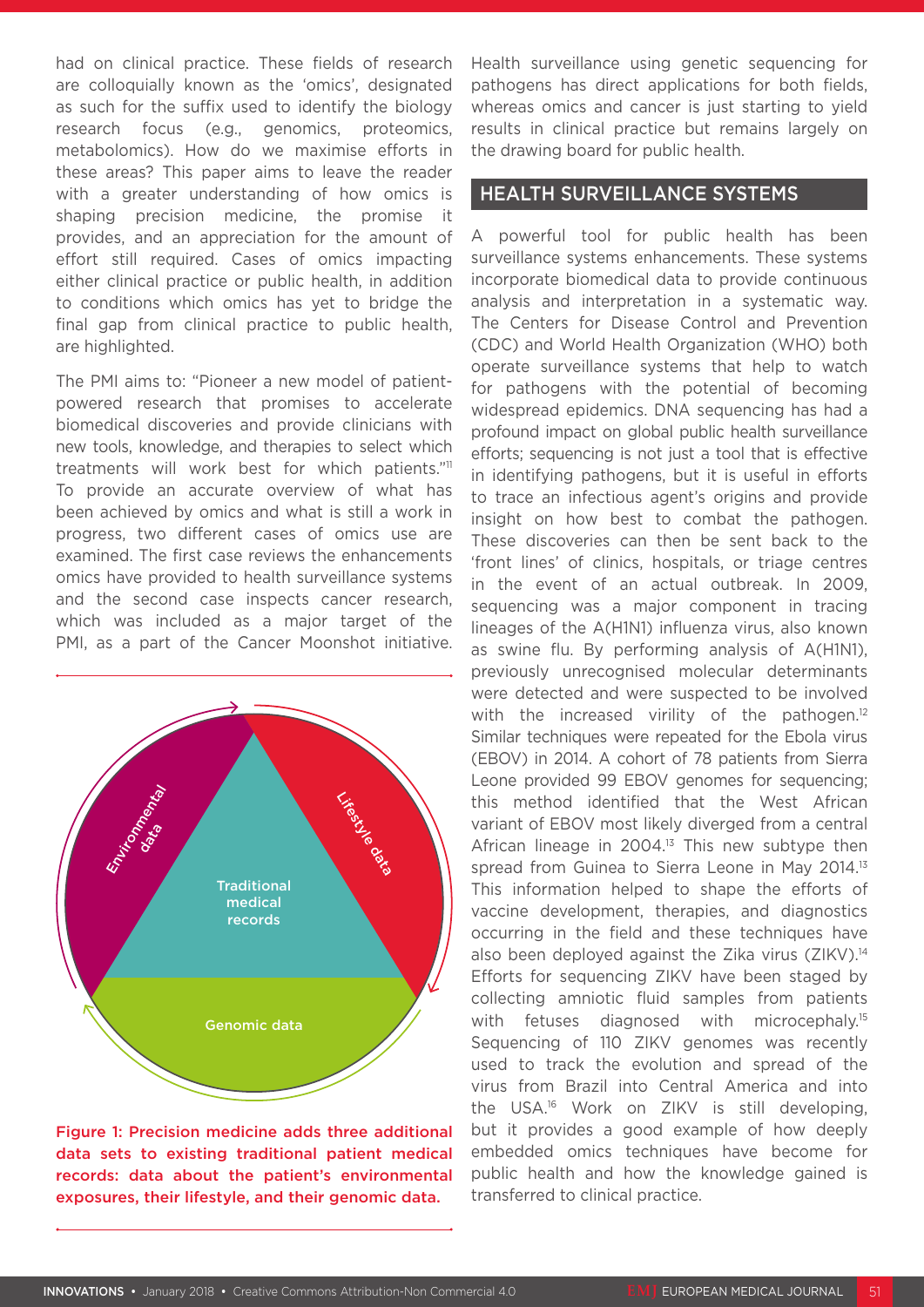had on clinical practice. These fields of research are colloquially known as the 'omics', designated as such for the suffix used to identify the biology research focus (e.g., genomics, proteomics, metabolomics). How do we maximise efforts in these areas? This paper aims to leave the reader with a greater understanding of how omics is shaping precision medicine, the promise it provides, and an appreciation for the amount of effort still required. Cases of omics impacting either clinical practice or public health, in addition to conditions which omics has yet to bridge the final gap from clinical practice to public health, are highlighted.

The PMI aims to: "Pioneer a new model of patient-powered research that promises to accelerate biomedical discoveries and provide clinicians with new tools, knowledge, and therapies to select which treatments will work best for which patients."[11] To provide an accurate overview of what has been achieved by omics and what is still a work in progress, two different cases of omics use are examined. The first case reviews the enhancements omics have provided to health surveillance systems and the second case inspects cancer research, which was included as a major target of the PMI, as a part of the Cancer Moonshot initiative.

Environmental data

Lifestyle data

Traditional medical records

Genomic data

Figure 1: Precision medicine adds three additional data sets to existing traditional patient medical records: data about the patient's environmental exposures, their lifestyle, and their genomic data.

Health surveillance using genetic sequencing for pathogens has direct applications for both fields, whereas omics and cancer is just starting to yield results in clinical practice but remains largely on the drawing board for public health.

## HEALTH SURVEILLANCE SYSTEMS

A powerful tool for public health has been surveillance systems enhancements. These systems incorporate biomedical data to provide continuous analysis and interpretation in a systematic way. The Centers for Disease Control and Prevention (CDC) and World Health Organization (WHO) both operate surveillance systems that help to watch for pathogens with the potential of becoming widespread epidemics. DNA sequencing has had a profound impact on global public health surveillance efforts; sequencing is not just a tool that is effective in identifying pathogens, but it is useful in efforts to trace an infectious agent's origins and provide insight on how best to combat the pathogen. These discoveries can then be sent back to the 'front lines' of clinics, hospitals, or triage centres in the event of an actual outbreak. In 2009, sequencing was a major component in tracing lineages of the A(H1N1) influenza virus, also known as swine flu. By performing analysis of A(H1N1), previously unrecognised molecular determinants were detected and were suspected to be involved with the increased virility of the pathogen.[12] Similar techniques were repeated for the Ebola virus (EBOV) in 2014. A cohort of 78 patients from Sierra Leone provided 99 EBOV genomes for sequencing; this method identified that the West African variant of EBOV most likely diverged from a central African lineage in 2004.[13] This new subtype then spread from Guinea to Sierra Leone in May 2014.[13] This information helped to shape the efforts of vaccine development, therapies, and diagnostics occurring in the field and these techniques have also been deployed against the Zika virus (ZIKV).[14] Efforts for sequencing ZIKV have been staged by collecting amniotic fluid samples from patients with fetuses diagnosed with microcephaly.[15] Sequencing of 110 ZIKV genomes was recently used to track the evolution and spread of the virus from Brazil into Central America and into the USA.[16] Work on ZIKV is still developing, but it provides a good example of how deeply embedded omics techniques have become for public health and how the knowledge gained is transferred to clinical practice.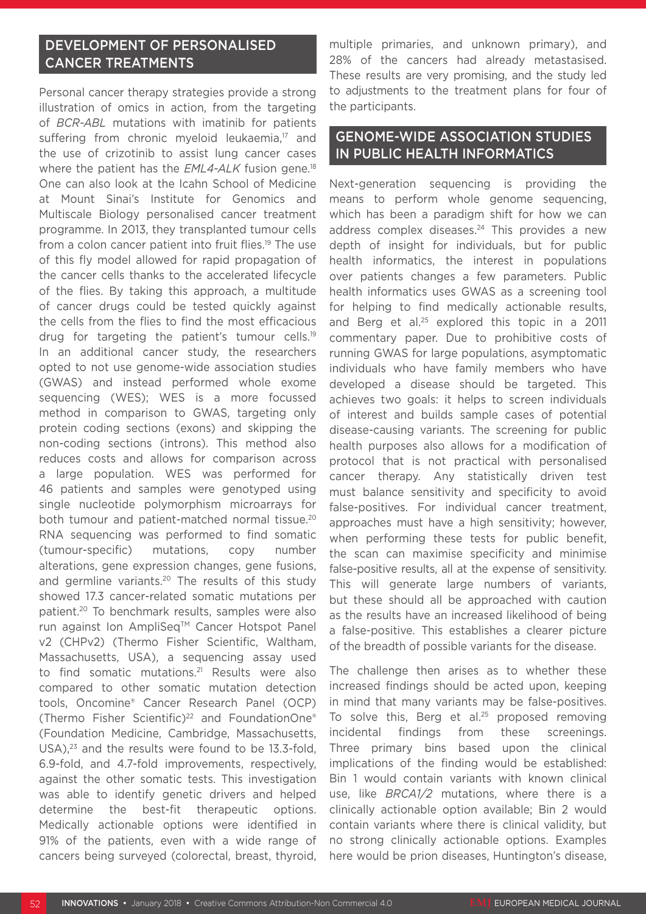## DEVELOPMENT OF PERSONALISED CANCER TREATMENTS

Personal cancer therapy strategies provide a strong illustration of omics in action, from the targeting of *BCR-ABL* mutations with imatinib for patients suffering from chronic myeloid leukaemia,[17] and the use of crizotinib to assist lung cancer cases where the patient has the *EML4-ALK* fusion gene.[18] One can also look at the Icahn School of Medicine at Mount Sinai's Institute for Genomics and Multiscale Biology personalised cancer treatment programme. In 2013, they transplanted tumour cells from a colon cancer patient into fruit flies.[19] The use of this fly model allowed for rapid propagation of the cancer cells thanks to the accelerated lifecycle of the flies. By taking this approach, a multitude of cancer drugs could be tested quickly against the cells from the flies to find the most efficacious drug for targeting the patient's tumour cells.[19] In an additional cancer study, the researchers opted to not use genome-wide association studies (GWAS) and instead performed whole exome sequencing (WES); WES is a more focussed method in comparison to GWAS, targeting only protein coding sections (exons) and skipping the non-coding sections (introns). This method also reduces costs and allows for comparison across a large population. WES was performed for 46 patients and samples were genotyped using single nucleotide polymorphism microarrays for both tumour and patient-matched normal tissue.[20] RNA sequencing was performed to find somatic (tumour-specific) mutations, copy number alterations, gene expression changes, gene fusions, and germline variants.[20] The results of this study showed 17.3 cancer-related somatic mutations per patient.[20] To benchmark results, samples were also run against Ion AmpliSeq™ Cancer Hotspot Panel v2 (CHPv2) (Thermo Fisher Scientific, Waltham, Massachusetts, USA), a sequencing assay used to find somatic mutations.[21] Results were also compared to other somatic mutation detection tools, Oncomine® Cancer Research Panel (OCP) (Thermo Fisher Scientific)[22] and FoundationOne® (Foundation Medicine, Cambridge, Massachusetts, USA),[23] and the results were found to be 13.3-fold, 6.9-fold, and 4.7-fold improvements, respectively, against the other somatic tests. This investigation was able to identify genetic drivers and helped determine the best-fit therapeutic options. Medically actionable options were identified in 91% of the patients, even with a wide range of cancers being surveyed (colorectal, breast, thyroid, multiple primaries, and unknown primary), and 28% of the cancers had already metastasised. These results are very promising, and the study led to adjustments to the treatment plans for four of the participants.

## GENOME-WIDE ASSOCIATION STUDIES IN PUBLIC HEALTH INFORMATICS

Next-generation sequencing is providing the means to perform whole genome sequencing, which has been a paradigm shift for how we can address complex diseases.[24] This provides a new depth of insight for individuals, but for public health informatics, the interest in populations over patients changes a few parameters. Public health informatics uses GWAS as a screening tool for helping to find medically actionable results, and Berg et al.[25] explored this topic in a 2011 commentary paper. Due to prohibitive costs of running GWAS for large populations, asymptomatic individuals who have family members who have developed a disease should be targeted. This achieves two goals: it helps to screen individuals of interest and builds sample cases of potential disease-causing variants. The screening for public health purposes also allows for a modification of protocol that is not practical with personalised cancer therapy. Any statistically driven test must balance sensitivity and specificity to avoid false-positives. For individual cancer treatment, approaches must have a high sensitivity; however, when performing these tests for public benefit, the scan can maximise specificity and minimise false-positive results, all at the expense of sensitivity. This will generate large numbers of variants, but these should all be approached with caution as the results have an increased likelihood of being a false-positive. This establishes a clearer picture of the breadth of possible variants for the disease.

The challenge then arises as to whether these increased findings should be acted upon, keeping in mind that many variants may be false-positives. To solve this, Berg et al.[25] proposed removing incidental findings from these screenings. Three primary bins based upon the clinical implications of the finding would be established: Bin 1 would contain variants with known clinical use, like *BRCA1/2* mutations, where there is a clinically actionable option available; Bin 2 would contain variants where there is clinical validity, but no strong clinically actionable options. Examples here would be prion diseases, Huntington's disease,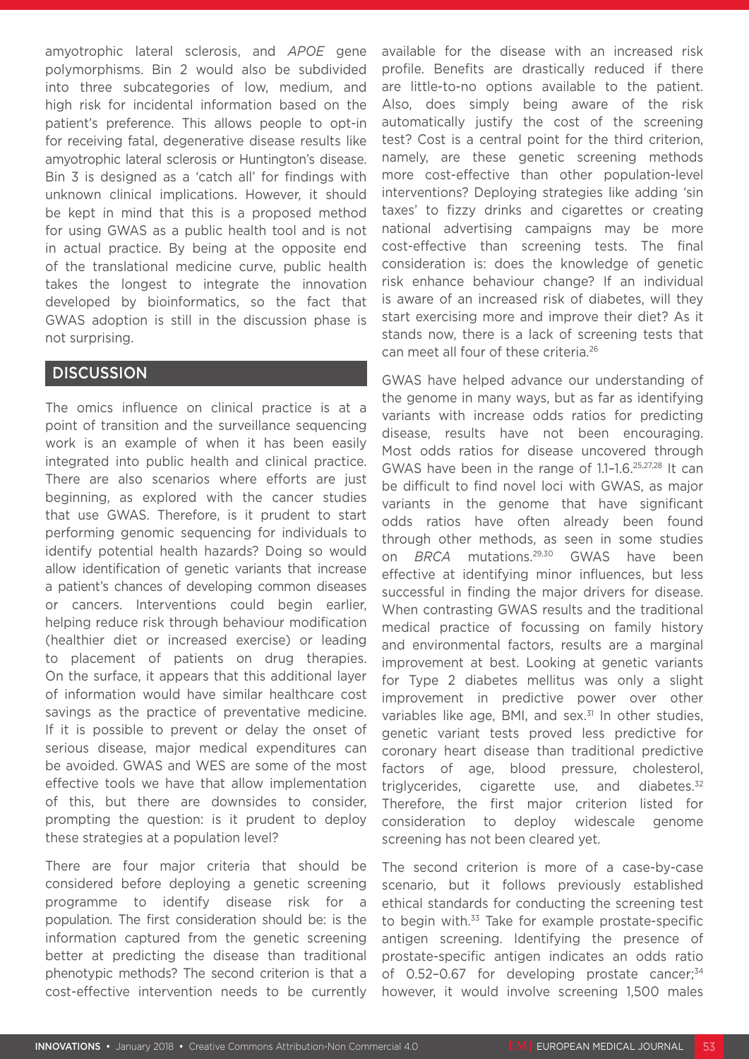amyotrophic lateral sclerosis, and *APOE* gene polymorphisms. Bin 2 would also be subdivided into three subcategories of low, medium, and high risk for incidental information based on the patient's preference. This allows people to opt-in for receiving fatal, degenerative disease results like amyotrophic lateral sclerosis or Huntington's disease. Bin 3 is designed as a 'catch all' for findings with unknown clinical implications. However, it should be kept in mind that this is a proposed method for using GWAS as a public health tool and is not in actual practice. By being at the opposite end of the translational medicine curve, public health takes the longest to integrate the innovation developed by bioinformatics, so the fact that GWAS adoption is still in the discussion phase is not surprising.

## DISCUSSION

The omics influence on clinical practice is at a point of transition and the surveillance sequencing work is an example of when it has been easily integrated into public health and clinical practice. There are also scenarios where efforts are just beginning, as explored with the cancer studies that use GWAS. Therefore, is it prudent to start performing genomic sequencing for individuals to identify potential health hazards? Doing so would allow identification of genetic variants that increase a patient's chances of developing common diseases or cancers. Interventions could begin earlier, helping reduce risk through behaviour modification (healthier diet or increased exercise) or leading to placement of patients on drug therapies. On the surface, it appears that this additional layer of information would have similar healthcare cost savings as the practice of preventative medicine. If it is possible to prevent or delay the onset of serious disease, major medical expenditures can be avoided. GWAS and WES are some of the most effective tools we have that allow implementation of this, but there are downsides to consider, prompting the question: is it prudent to deploy these strategies at a population level?

There are four major criteria that should be considered before deploying a genetic screening programme to identify disease risk for a population. The first consideration should be: is the information captured from the genetic screening better at predicting the disease than traditional phenotypic methods? The second criterion is that a cost-effective intervention needs to be currently available for the disease with an increased risk profile. Benefits are drastically reduced if there are little-to-no options available to the patient. Also, does simply being aware of the risk automatically justify the cost of the screening test? Cost is a central point for the third criterion, namely, are these genetic screening methods more cost-effective than other population-level interventions? Deploying strategies like adding 'sin taxes' to fizzy drinks and cigarettes or creating national advertising campaigns may be more cost-effective than screening tests. The final consideration is: does the knowledge of genetic risk enhance behaviour change? If an individual is aware of an increased risk of diabetes, will they start exercising more and improve their diet? As it stands now, there is a lack of screening tests that can meet all four of these criteria.[26]

GWAS have helped advance our understanding of the genome in many ways, but as far as identifying variants with increase odds ratios for predicting disease, results have not been encouraging. Most odds ratios for disease uncovered through GWAS have been in the range of 1.1–1.6.[25,27,28] It can be difficult to find novel loci with GWAS, as major variants in the genome that have significant odds ratios have often already been found through other methods, as seen in some studies on *BRCA* mutations.[29,30] GWAS have been effective at identifying minor influences, but less successful in finding the major drivers for disease. When contrasting GWAS results and the traditional medical practice of focussing on family history and environmental factors, results are a marginal improvement at best. Looking at genetic variants for Type 2 diabetes mellitus was only a slight improvement in predictive power over other variables like age, BMI, and sex.[31] In other studies, genetic variant tests proved less predictive for coronary heart disease than traditional predictive factors of age, blood pressure, cholesterol, triglycerides, cigarette use, and diabetes.[32] Therefore, the first major criterion listed for consideration to deploy widescale genome screening has not been cleared yet.

The second criterion is more of a case-by-case scenario, but it follows previously established ethical standards for conducting the screening test to begin with.[33] Take for example prostate-specific antigen screening. Identifying the presence of prostate-specific antigen indicates an odds ratio of 0.52–0.67 for developing prostate cancer;[34] however, it would involve screening 1,500 males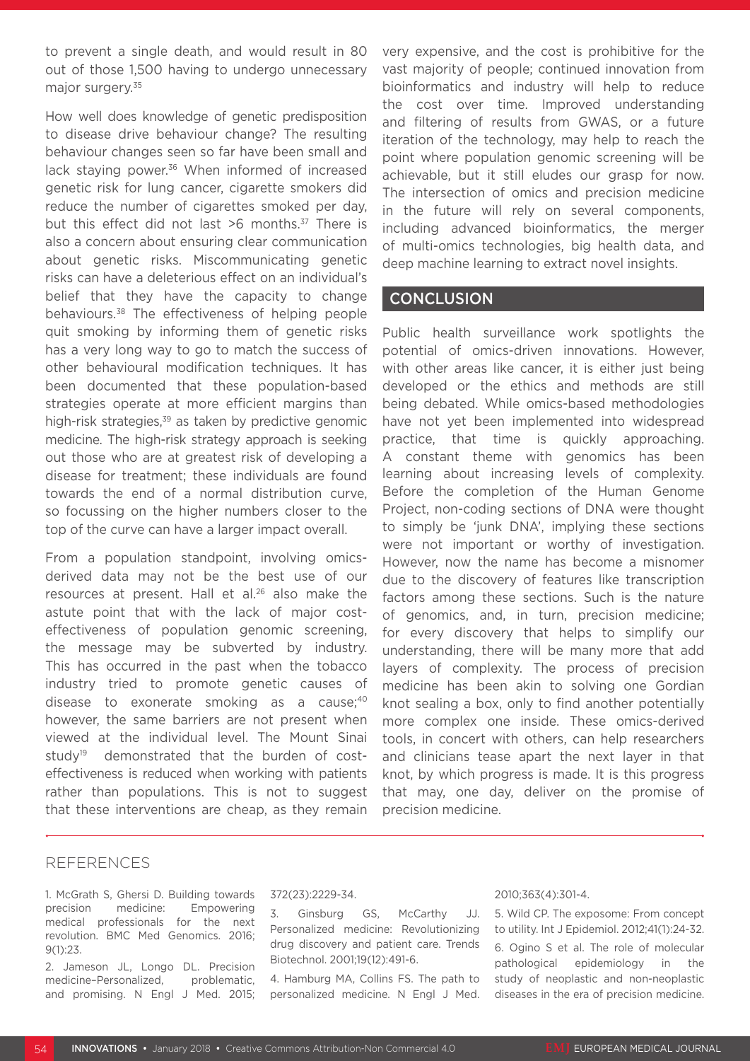to prevent a single death, and would result in 80 out of those 1,500 having to undergo unnecessary major surgery.[35]

How well does knowledge of genetic predisposition to disease drive behaviour change? The resulting behaviour changes seen so far have been small and lack staying power.[36] When informed of increased genetic risk for lung cancer, cigarette smokers did reduce the number of cigarettes smoked per day, but this effect did not last >6 months.[37] There is also a concern about ensuring clear communication about genetic risks. Miscommunicating genetic risks can have a deleterious effect on an individual's belief that they have the capacity to change behaviours.[38] The effectiveness of helping people quit smoking by informing them of genetic risks has a very long way to go to match the success of other behavioural modification techniques. It has been documented that these population-based strategies operate at more efficient margins than high-risk strategies,[39] as taken by predictive genomic medicine. The high-risk strategy approach is seeking out those who are at greatest risk of developing a disease for treatment; these individuals are found towards the end of a normal distribution curve, so focussing on the higher numbers closer to the top of the curve can have a larger impact overall.

From a population standpoint, involving omics-derived data may not be the best use of our resources at present. Hall et al.[26] also make the astute point that with the lack of major cost-effectiveness of population genomic screening, the message may be subverted by industry. This has occurred in the past when the tobacco industry tried to promote genetic causes of disease to exonerate smoking as a cause;[40] however, the same barriers are not present when viewed at the individual level. The Mount Sinai study[19] demonstrated that the burden of cost-effectiveness is reduced when working with patients rather than populations. This is not to suggest that these interventions are cheap, as they remain very expensive, and the cost is prohibitive for the vast majority of people; continued innovation from bioinformatics and industry will help to reduce the cost over time. Improved understanding and filtering of results from GWAS, or a future iteration of the technology, may help to reach the point where population genomic screening will be achievable, but it still eludes our grasp for now. The intersection of omics and precision medicine in the future will rely on several components, including advanced bioinformatics, the merger of multi-omics technologies, big health data, and deep machine learning to extract novel insights.

## CONCLUSION

Public health surveillance work spotlights the potential of omics-driven innovations. However, with other areas like cancer, it is either just being developed or the ethics and methods are still being debated. While omics-based methodologies have not yet been implemented into widespread practice, that time is quickly approaching. A constant theme with genomics has been learning about increasing levels of complexity. Before the completion of the Human Genome Project, non-coding sections of DNA were thought to simply be 'junk DNA', implying these sections were not important or worthy of investigation. However, now the name has become a misnomer due to the discovery of features like transcription factors among these sections. Such is the nature of genomics, and, in turn, precision medicine; for every discovery that helps to simplify our understanding, there will be many more that add layers of complexity. The process of precision medicine has been akin to solving one Gordian knot sealing a box, only to find another potentially more complex one inside. These omics-derived tools, in concert with others, can help researchers and clinicians tease apart the next layer in that knot, by which progress is made. It is this progress that may, one day, deliver on the promise of precision medicine.

## REFERENCES

1. McGrath S, Ghersi D. Building towards precision medicine: Empowering medical professionals for the next revolution. BMC Med Genomics. 2016;9(1):23.
2. Jameson JL, Longo DL. Precision medicine–Personalized, problematic, and promising. N Engl J Med. 2015;372(23):2229-34.
3. Ginsburg GS, McCarthy JJ. Personalized medicine: Revolutionizing drug discovery and patient care. Trends Biotechnol. 2001;19(12):491-6.
4. Hamburg MA, Collins FS. The path to personalized medicine. N Engl J Med. 2010;363(4):301-4.
5. Wild CP. The exposome: From concept to utility. Int J Epidemiol. 2012;41(1):24-32.
6. Ogino S et al. The role of molecular pathological epidemiology in the study of neoplastic and non-neoplastic diseases in the era of precision medicine.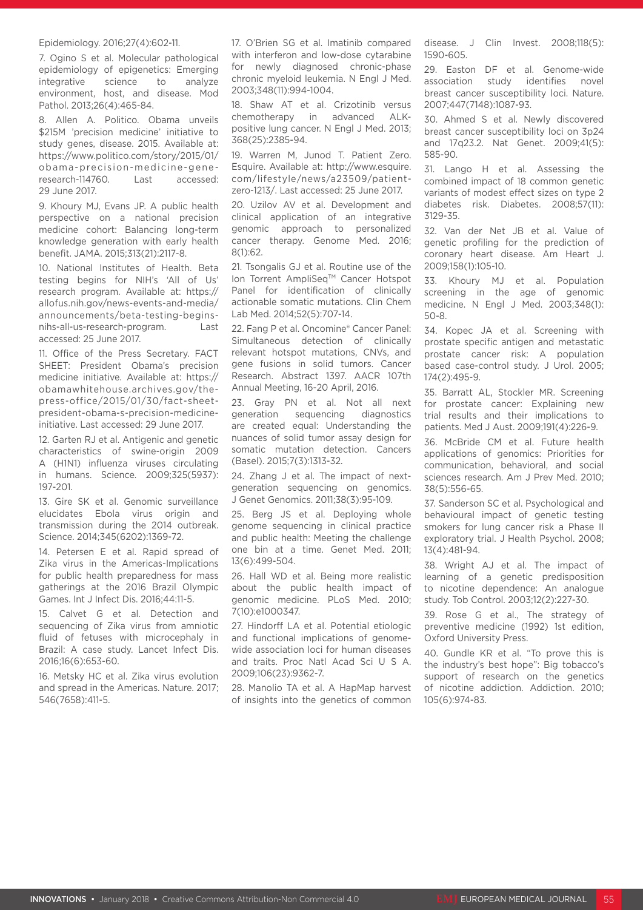Epidemiology. 2016;27(4):602-11.

7. Ogino S et al. Molecular pathological epidemiology of epigenetics: Emerging integrative science to analyze environment, host, and disease. Mod Pathol. 2013;26(4):465-84.

8. Allen A. Politico. Obama unveils $215M 'precision medicine' initiative to study genes, disease. 2015. Available at: https://www.politico.com/story/2015/01/obama-precision-medicine-gene-research-114760. Last accessed: 29 June 2017.

9. Khoury MJ, Evans JP. A public health perspective on a national precision medicine cohort: Balancing long-term knowledge generation with early health benefit. JAMA. 2015;313(21):2117-8.

10. National Institutes of Health. Beta testing begins for NIH's 'All of Us' research program. Available at: https://allofus.nih.gov/news-events-and-media/announcements/beta-testing-begins-nihs-all-us-research-program. Last accessed: 25 June 2017.

11. Office of the Press Secretary. FACT SHEET: President Obama's precision medicine initiative. Available at: https://obamawhitehouse.archives.gov/the-press-office/2015/01/30/fact-sheet-president-obama-s-precision-medicine-initiative. Last accessed: 29 June 2017.

12. Garten RJ et al. Antigenic and genetic characteristics of swine-origin 2009 A (H1N1) influenza viruses circulating in humans. Science. 2009;325(5937):197-201.

13. Gire SK et al. Genomic surveillance elucidates Ebola virus origin and transmission during the 2014 outbreak. Science. 2014;345(6202):1369-72.

14. Petersen E et al. Rapid spread of Zika virus in the Americas-Implications for public health preparedness for mass gatherings at the 2016 Brazil Olympic Games. Int J Infect Dis. 2016;44:11-5.

15. Calvet G et al. Detection and sequencing of Zika virus from amniotic fluid of fetuses with microcephaly in Brazil: A case study. Lancet Infect Dis. 2016;16(6):653-60.

16. Metsky HC et al. Zika virus evolution and spread in the Americas. Nature. 2017;546(7658):411-5.

17. O'Brien SG et al. Imatinib compared with interferon and low-dose cytarabine for newly diagnosed chronic-phase chronic myeloid leukemia. N Engl J Med. 2003;348(11):994-1004.

18. Shaw AT et al. Crizotinib versus chemotherapy in advanced ALK-positive lung cancer. N Engl J Med. 2013; 368(25):2385-94.

19. Warren M, Junod T. Patient Zero. Esquire. Available at: http://www.esquire.com/lifestyle/news/a23509/patient-zero-1213/. Last accessed: 25 June 2017.

20. Uzilov AV et al. Development and clinical application of an integrative genomic approach to personalized cancer therapy. Genome Med. 2016; 8(1):62.

21. Tsongalis GJ et al. Routine use of the Ion Torrent AmpliSeq™ Cancer Hotspot Panel for identification of clinically actionable somatic mutations. Clin Chem Lab Med. 2014;52(5):707-14.

22. Fang P et al. Oncomine® Cancer Panel: Simultaneous detection of clinically relevant hotspot mutations, CNVs, and gene fusions in solid tumors. Cancer Research. Abstract 1397. AACR 107th Annual Meeting, 16-20 April, 2016.

23. Gray PN et al. Not all next generation sequencing diagnostics are created equal: Understanding the nuances of solid tumor assay design for somatic mutation detection. Cancers (Basel). 2015;7(3):1313-32.

24. Zhang J et al. The impact of next-generation sequencing on genomics. J Genet Genomics. 2011;38(3):95-109.

25. Berg JS et al. Deploying whole genome sequencing in clinical practice and public health: Meeting the challenge one bin at a time. Genet Med. 2011; 13(6):499-504.

26. Hall WD et al. Being more realistic about the public health impact of genomic medicine. PLoS Med. 2010; 7(10):e1000347.

27. Hindorff LA et al. Potential etiologic and functional implications of genome-wide association loci for human diseases and traits. Proc Natl Acad Sci U S A. 2009;106(23):9362-7.

28. Manolio TA et al. A HapMap harvest of insights into the genetics of common disease. J Clin Invest. 2008;118(5):1590-605.

29. Easton DF et al. Genome-wide association study identifies novel breast cancer susceptibility loci. Nature. 2007;447(7148):1087-93.

30. Ahmed S et al. Newly discovered breast cancer susceptibility loci on 3p24 and 17q23.2. Nat Genet. 2009;41(5):585-90.

31. Lango H et al. Assessing the combined impact of 18 common genetic variants of modest effect sizes on type 2 diabetes risk. Diabetes. 2008;57(11):3129-35.

32. Van der Net JB et al. Value of genetic profiling for the prediction of coronary heart disease. Am Heart J. 2009;158(1):105-10.

33. Khoury MJ et al. Population screening in the age of genomic medicine. N Engl J Med. 2003;348(1):50-8.

34. Kopec JA et al. Screening with prostate specific antigen and metastatic prostate cancer risk: A population based case-control study. J Urol. 2005; 174(2):495-9.

35. Barratt AL, Stockler MR. Screening for prostate cancer: Explaining new trial results and their implications to patients. Med J Aust. 2009;191(4):226-9.

36. McBride CM et al. Future health applications of genomics: Priorities for communication, behavioral, and social sciences research. Am J Prev Med. 2010; 38(5):556-65.

37. Sanderson SC et al. Psychological and behavioural impact of genetic testing smokers for lung cancer risk a Phase II exploratory trial. J Health Psychol. 2008; 13(4):481-94.

38. Wright AJ et al. The impact of learning of a genetic predisposition to nicotine dependence: An analogue study. Tob Control. 2003;12(2):227-30.

39. Rose G et al., The strategy of preventive medicine (1992) 1st edition, Oxford University Press.

40. Gundle KR et al. "To prove this is the industry's best hope": Big tobacco's support of research on the genetics of nicotine addiction. Addiction. 2010; 105(6):974-83.